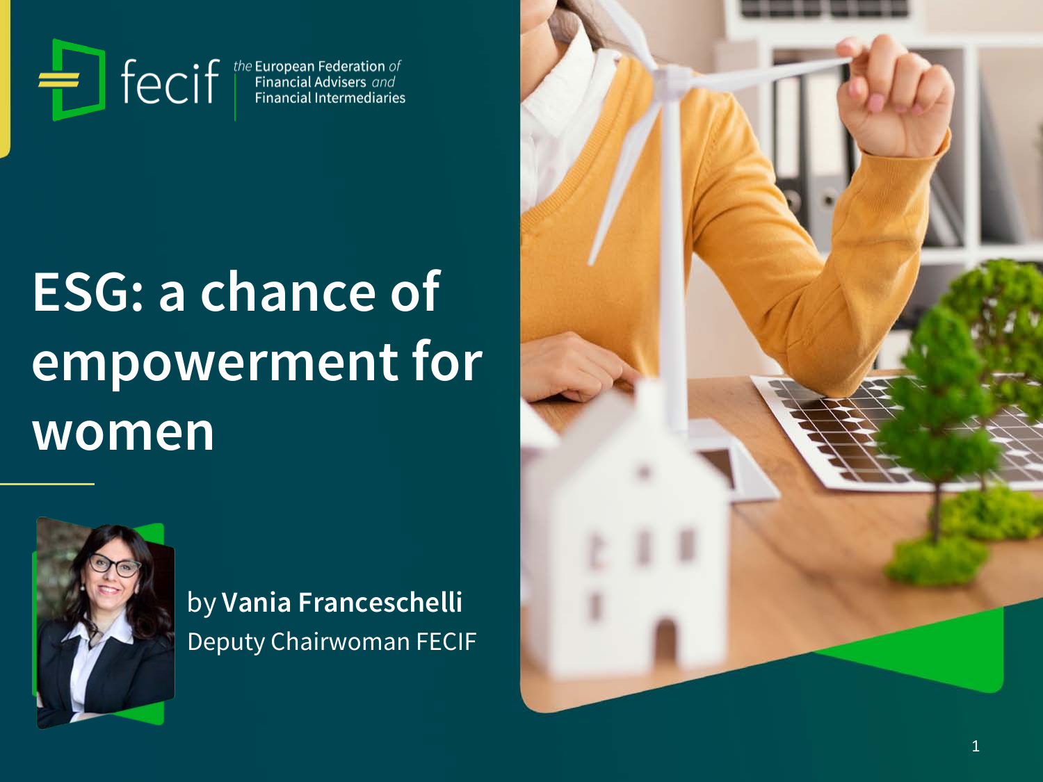fecif — the European Federation of Financial Advisers and Financial Intermediaries

# ESG: a chance of empowerment for women

by **Vania Franceschelli**
Deputy Chairwoman FECIF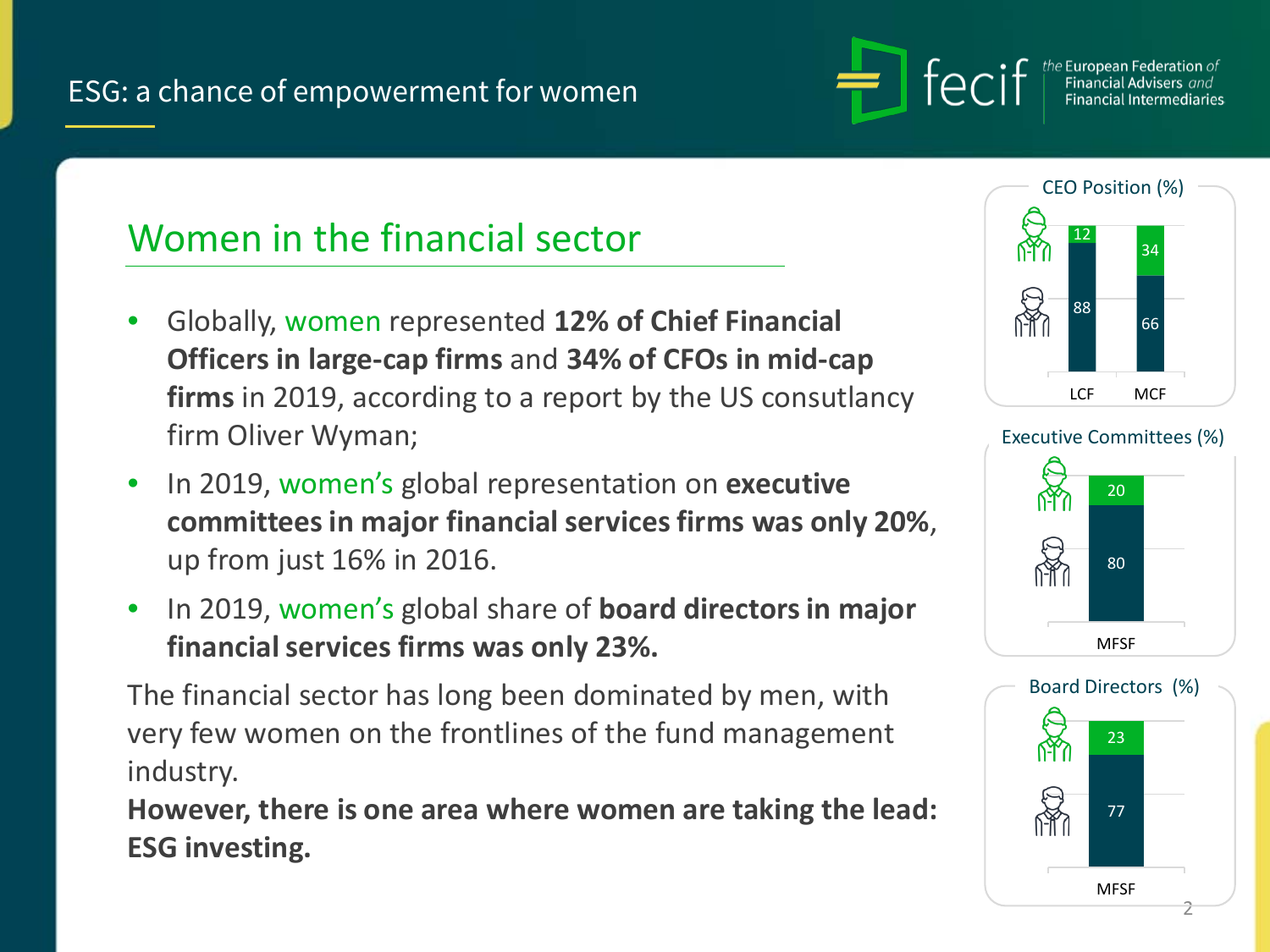# ESG: a chance of empowerment for women

## Women in the financial sector

- Globally, women represented **12% of Chief Financial Officers in large-cap firms** and **34% of CFOs in mid-cap firms** in 2019, according to a report by the US consultancy firm Oliver Wyman;
- In 2019, women's global representation on **executive committees in major financial services firms was only 20%**, up from just 16% in 2016.
- In 2019, women's global share of **board directors in major financial services firms was only 23%.**

The financial sector has long been dominated by men, with very few women on the frontlines of the fund management industry.

**However, there is one area where women are taking the lead: ESG investing.**

CEO Position (%)

| | LCF | MCF |
|---|---|---|
| Women | 12 | 34 |
| Men | 88 | 66 |

Executive Committees (%)

| | MFSF |
|---|---|
| Women | 20 |
| Men | 80 |

Board Directors (%)

| | MFSF |
|---|---|
| Women | 23 |
| Men | 77 |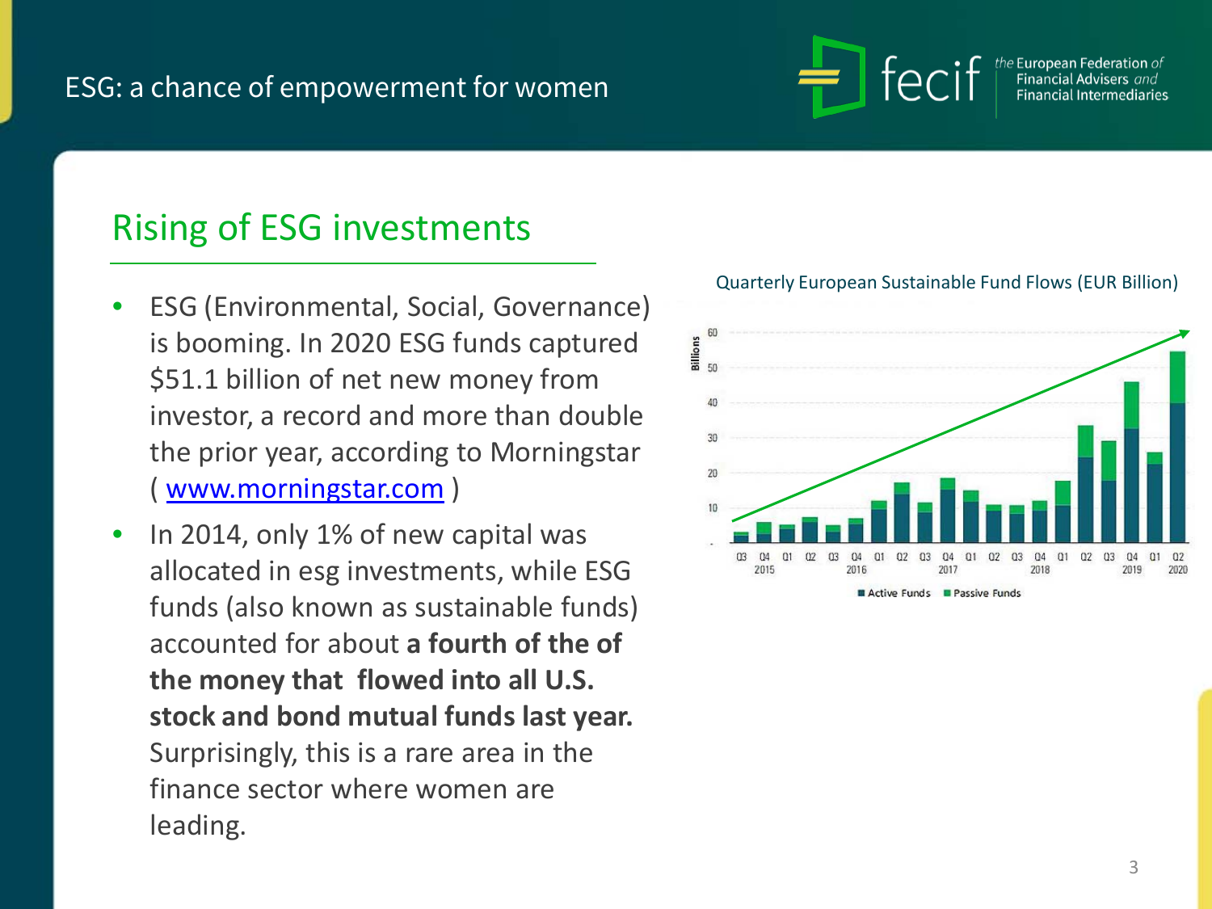## Rising of ESG investments

- ESG (Environmental, Social, Governance) is booming. In 2020 ESG funds captured $51.1 billion of net new money from investor, a record and more than double the prior year, according to Morningstar ( [www.morningstar.com](www.morningstar.com) )
- In 2014, only 1% of new capital was allocated in esg investments, while ESG funds (also known as sustainable funds) accounted for about **a fourth of the of the money that flowed into all U.S. stock and bond mutual funds last year.** Surprisingly, this is a rare area in the finance sector where women are leading.

Quarterly European Sustainable Fund Flows (EUR Billion)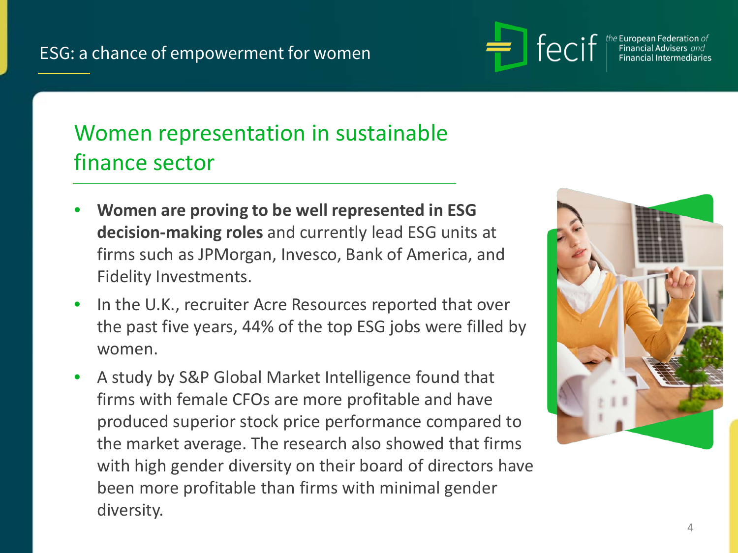# ESG: a chance of empowerment for women

## Women representation in sustainable finance sector

- **Women are proving to be well represented in ESG decision-making roles** and currently lead ESG units at firms such as JPMorgan, Invesco, Bank of America, and Fidelity Investments.
- In the U.K., recruiter Acre Resources reported that over the past five years, 44% of the top ESG jobs were filled by women.
- A study by S&P Global Market Intelligence found that firms with female CFOs are more profitable and have produced superior stock price performance compared to the market average. The research also showed that firms with high gender diversity on their board of directors have been more profitable than firms with minimal gender diversity.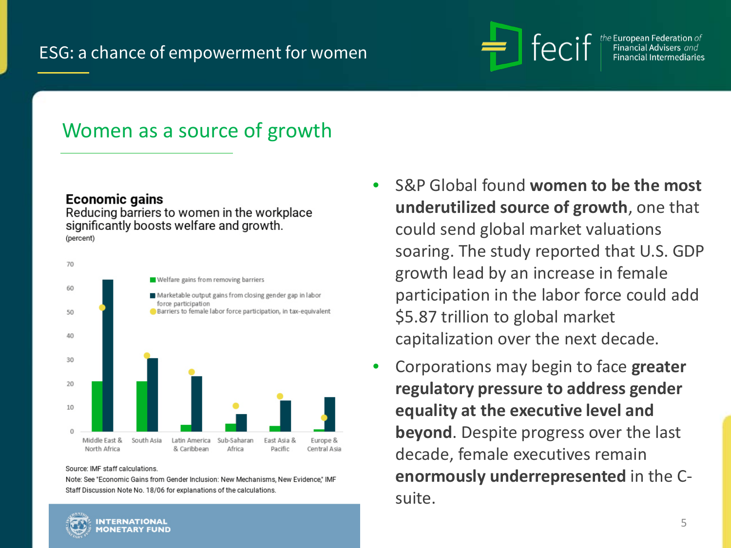# ESG: a chance of empowerment for women

## Women as a source of growth

**Economic gains**

Reducing barriers to women in the workplace significantly boosts welfare and growth.

(percent)

- Welfare gains from removing barriers
- Marketable output gains from closing gender gap in labor force participation
- Barriers to female labor force participation, in tax-equivalent

Middle East & North Africa | South Asia | Latin America & Caribbean | Sub-Saharan Africa | East Asia & Pacific | Europe & Central Asia

Source: IMF staff calculations.

Note: See "Economic Gains from Gender Inclusion: New Mechanisms, New Evidence," IMF Staff Discussion Note No. 18/06 for explanations of the calculations.

INTERNATIONAL MONETARY FUND

- S&P Global found **women to be the most underutilized source of growth**, one that could send global market valuations soaring. The study reported that U.S. GDP growth lead by an increase in female participation in the labor force could add $5.87 trillion to global market capitalization over the next decade.
- Corporations may begin to face **greater regulatory pressure to address gender equality at the executive level and beyond**. Despite progress over the last decade, female executives remain **enormously underrepresented** in the C-suite.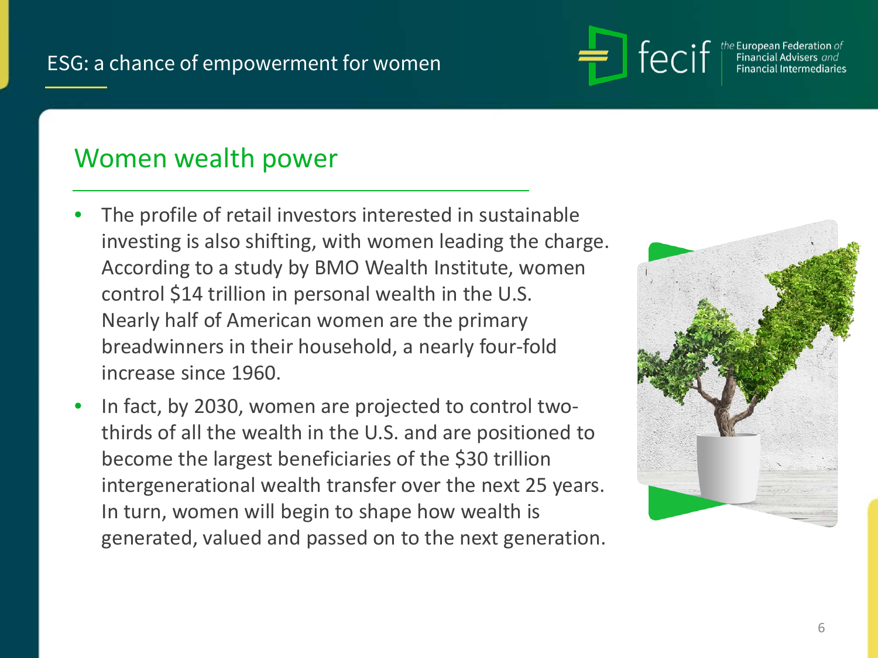## ESG: a chance of empowerment for women

### Women wealth power

- The profile of retail investors interested in sustainable investing is also shifting, with women leading the charge. According to a study by BMO Wealth Institute, women control $14 trillion in personal wealth in the U.S. Nearly half of American women are the primary breadwinners in their household, a nearly four-fold increase since 1960.
- In fact, by 2030, women are projected to control two-thirds of all the wealth in the U.S. and are positioned to become the largest beneficiaries of the $30 trillion intergenerational wealth transfer over the next 25 years. In turn, women will begin to shape how wealth is generated, valued and passed on to the next generation.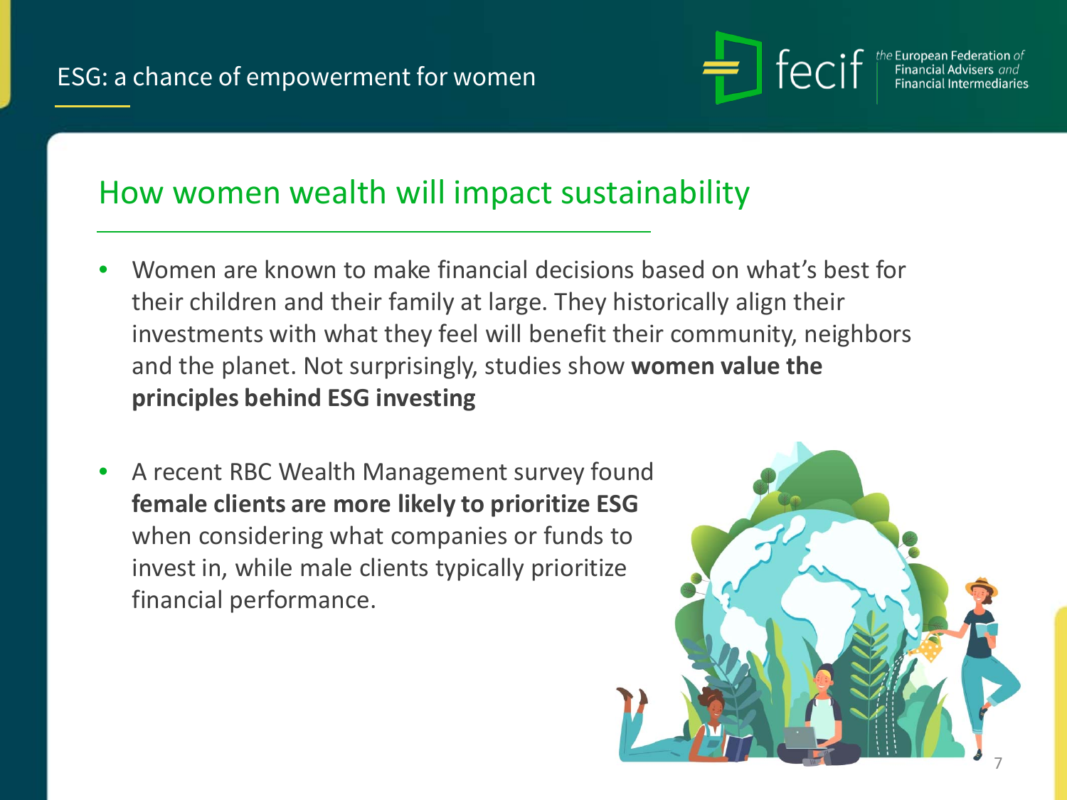ESG: a chance of empowerment for women

## How women wealth will impact sustainability

- Women are known to make financial decisions based on what's best for their children and their family at large. They historically align their investments with what they feel will benefit their community, neighbors and the planet. Not surprisingly, studies show **women value the principles behind ESG investing**

- A recent RBC Wealth Management survey found **female clients are more likely to prioritize ESG** when considering what companies or funds to invest in, while male clients typically prioritize financial performance.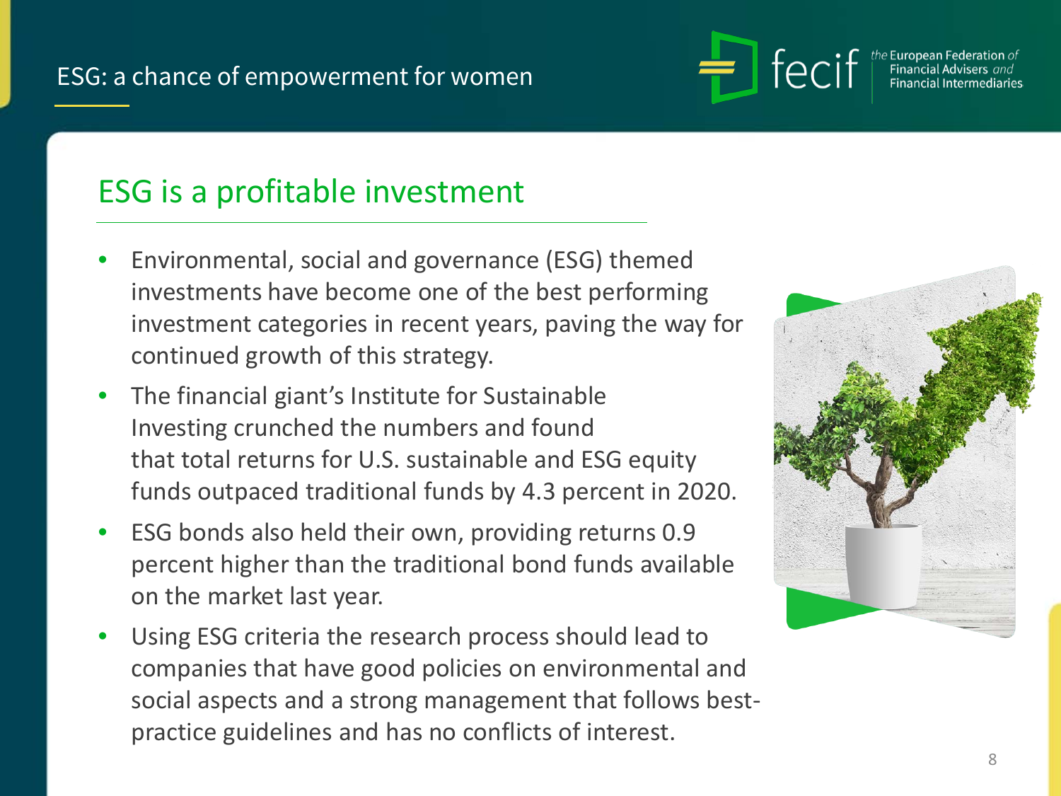## ESG is a profitable investment

- Environmental, social and governance (ESG) themed investments have become one of the best performing investment categories in recent years, paving the way for continued growth of this strategy.
- The financial giant's Institute for Sustainable Investing crunched the numbers and found that total returns for U.S. sustainable and ESG equity funds outpaced traditional funds by 4.3 percent in 2020.
- ESG bonds also held their own, providing returns 0.9 percent higher than the traditional bond funds available on the market last year.
- Using ESG criteria the research process should lead to companies that have good policies on environmental and social aspects and a strong management that follows best-practice guidelines and has no conflicts of interest.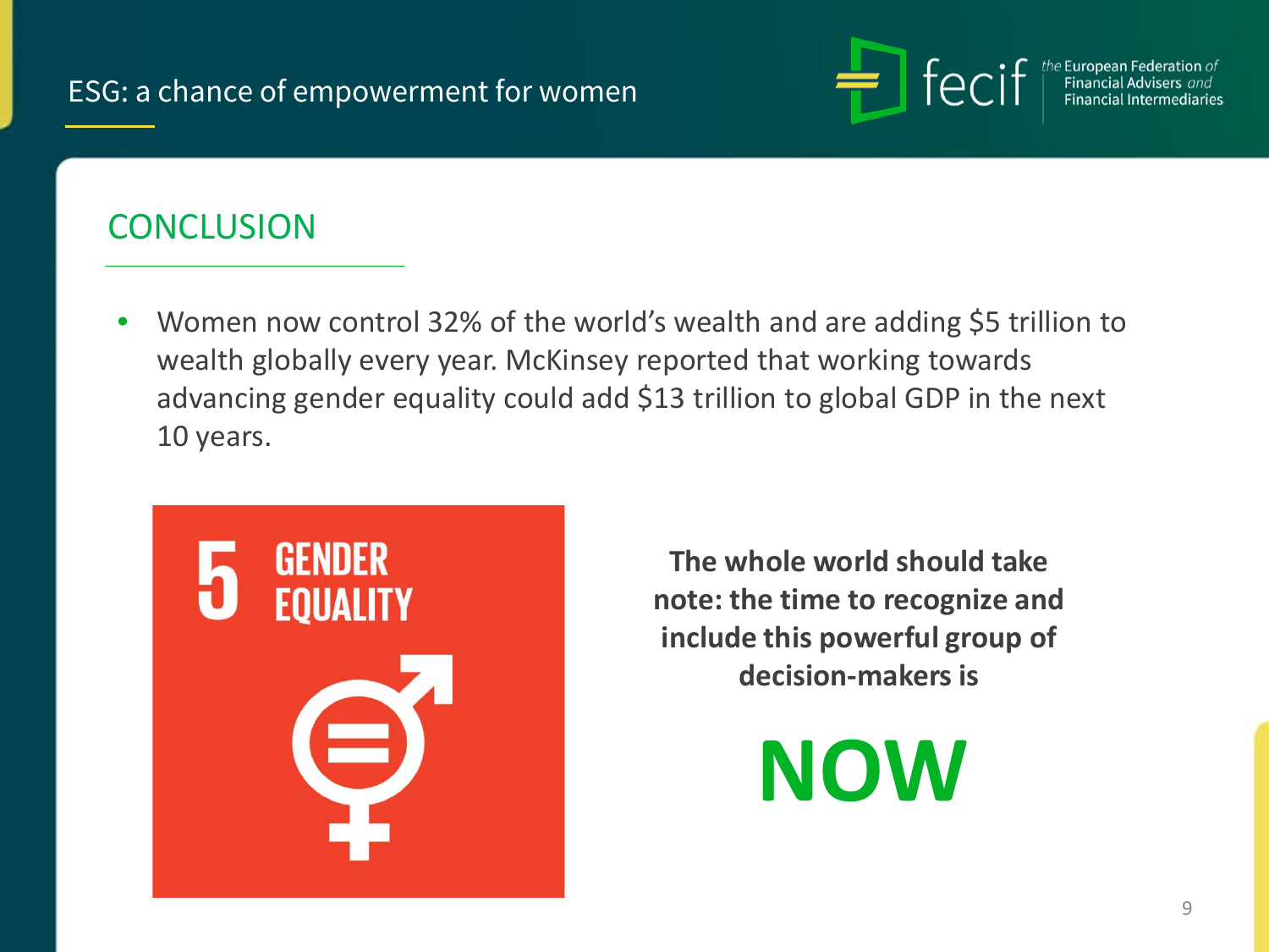## CONCLUSION

- Women now control 32% of the world's wealth and are adding $5 trillion to wealth globally every year. McKinsey reported that working towards advancing gender equality could add $13 trillion to global GDP in the next 10 years.

5 GENDER EQUALITY

**The whole world should take note: the time to recognize and include this powerful group of decision-makers is**

**NOW**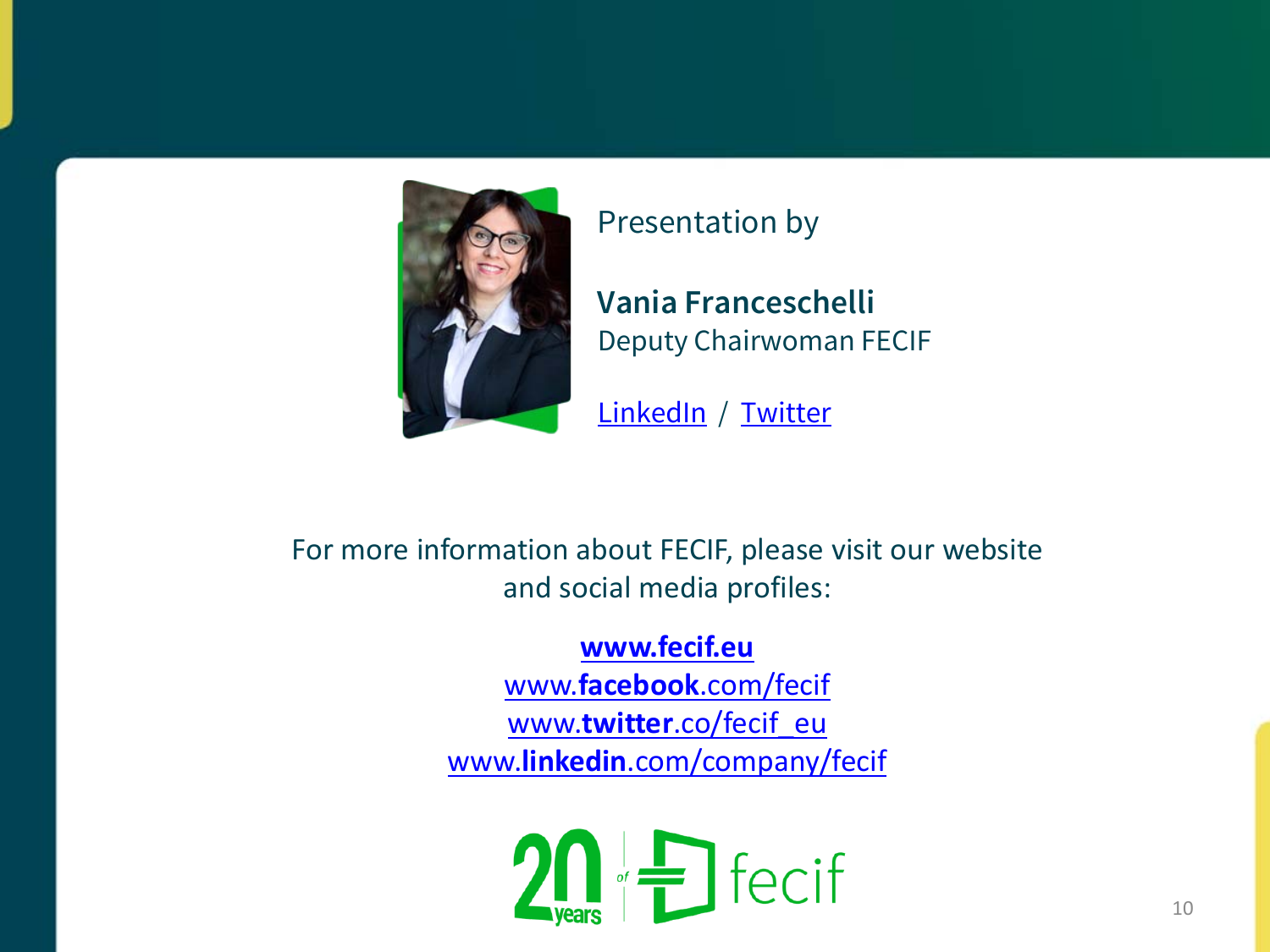Presentation by

**Vania Franceschelli**
Deputy Chairwoman FECIF

LinkedIn / Twitter

For more information about FECIF, please visit our website and social media profiles:

**www.fecif.eu**
www.**facebook**.com/fecif
www.**twitter**.co/fecif_eu
www.**linkedin**.com/company/fecif

20 years of fecif